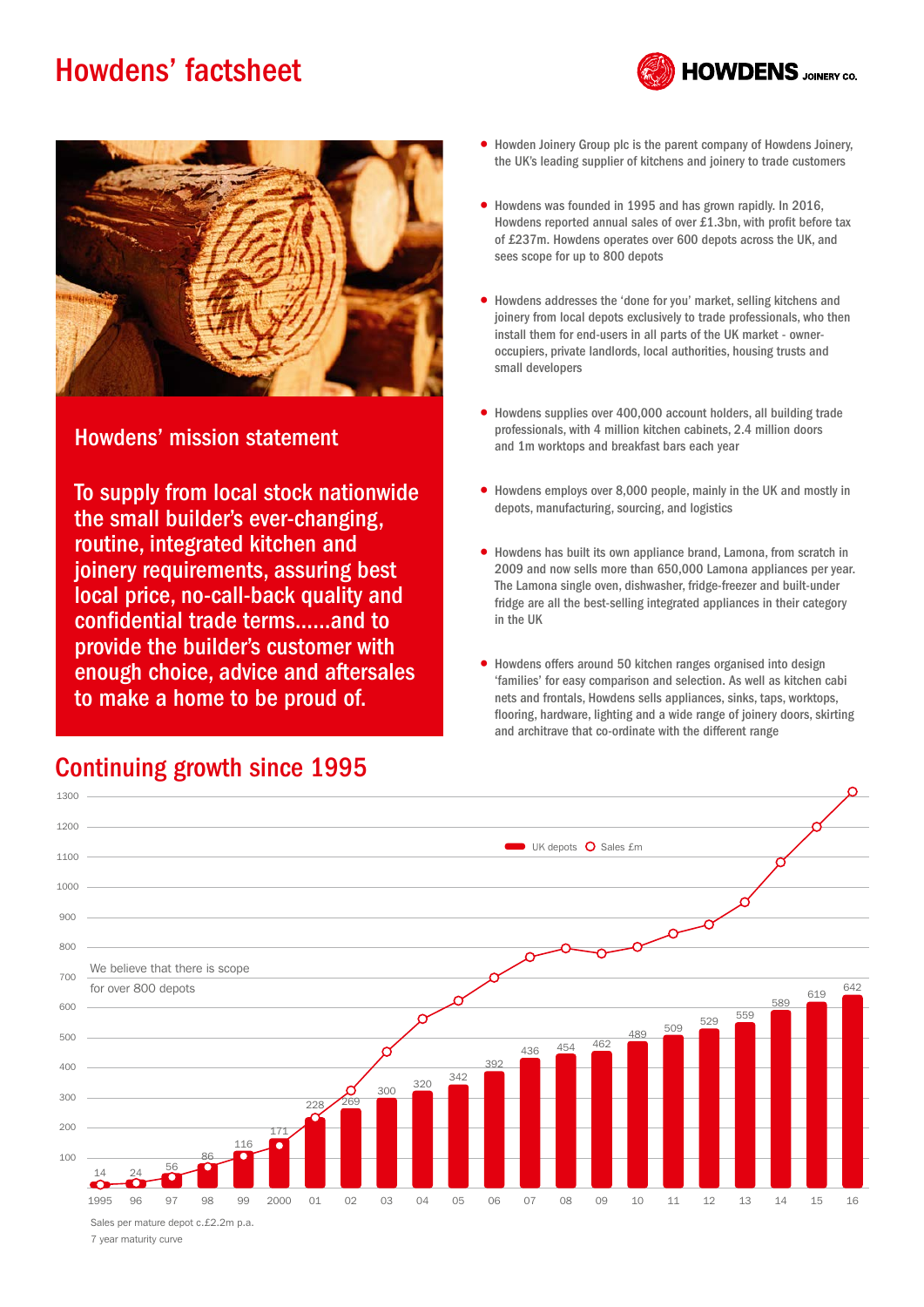# Howdens' factsheet

HOWDENS JOINERY CO.

## Howdens' mission statement

To supply from local stock nationwide the small builder's ever-changing, routine, integrated kitchen and joinery requirements, assuring best local price, no-call-back quality and confidential trade terms......and to provide the builder's customer with enough choice, advice and aftersales to make a home to be proud of.

- Howden Joinery Group plc is the parent company of Howdens Joinery, the UK's leading supplier of kitchens and joinery to trade customers
- Howdens was founded in 1995 and has grown rapidly. In 2016, Howdens reported annual sales of over £1.3bn, with profit before tax of £237m. Howdens operates over 600 depots across the UK, and sees scope for up to 800 depots
- Howdens addresses the 'done for you' market, selling kitchens and joinery from local depots exclusively to trade professionals, who then install them for end-users in all parts of the UK market - owner-occupiers, private landlords, local authorities, housing trusts and small developers
- Howdens supplies over 400,000 account holders, all building trade professionals, with 4 million kitchen cabinets, 2.4 million doors and 1m worktops and breakfast bars each year
- Howdens employs over 8,000 people, mainly in the UK and mostly in depots, manufacturing, sourcing, and logistics
- Howdens has built its own appliance brand, Lamona, from scratch in 2009 and now sells more than 650,000 Lamona appliances per year. The Lamona single oven, dishwasher, fridge-freezer and built-under fridge are all the best-selling integrated appliances in their category in the UK
- Howdens offers around 50 kitchen ranges organised into design 'families' for easy comparison and selection. As well as kitchen cabinets and frontals, Howdens sells appliances, sinks, taps, worktops, flooring, hardware, lighting and a wide range of joinery doors, skirting and architrave that co-ordinate with the different range

## Continuing growth since 1995

UK depots · Sales £m

We believe that there is scope for over 800 depots

1995: 14 · 96: 24 · 97: 56 · 98: 86 · 99: 116 · 2000: 171 · 01: 228 · 02: 269 · 03: 300 · 04: 320 · 05: 342 · 06: 392 · 07: 436 · 08: 454 · 09: 462 · 10: 489 · 11: 509 · 12: 529 · 13: 559 · 14: 589 · 15: 619 · 16: 642

Sales per mature depot c.£2.2m p.a.

7 year maturity curve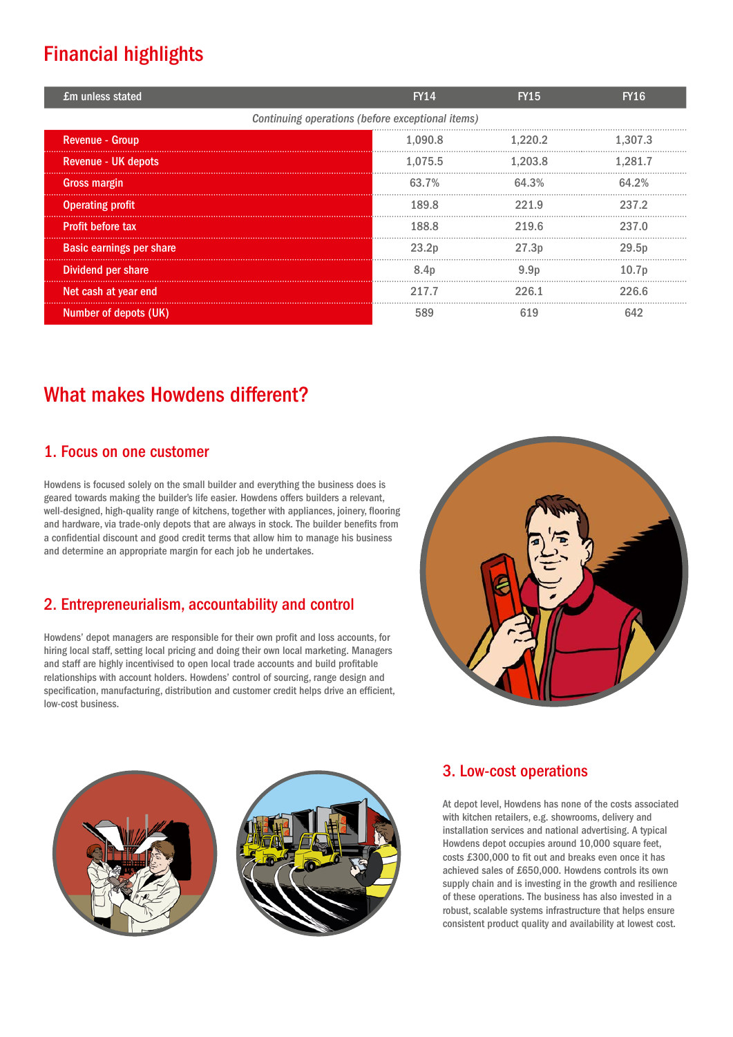# Financial highlights

| £m unless stated | FY14 | FY15 | FY16 |
|---|---|---|---|
| *Continuing operations (before exceptional items)* | | | |
| Revenue - Group | 1,090.8 | 1,220.2 | 1,307.3 |
| Revenue - UK depots | 1,075.5 | 1,203.8 | 1,281.7 |
| Gross margin | 63.7% | 64.3% | 64.2% |
| Operating profit | 189.8 | 221.9 | 237.2 |
| Profit before tax | 188.8 | 219.6 | 237.0 |
| Basic earnings per share | 23.2p | 27.3p | 29.5p |
| Dividend per share | 8.4p | 9.9p | 10.7p |
| Net cash at year end | 217.7 | 226.1 | 226.6 |
| Number of depots (UK) | 589 | 619 | 642 |

# What makes Howdens different?

## 1. Focus on one customer

Howdens is focused solely on the small builder and everything the business does is geared towards making the builder's life easier. Howdens offers builders a relevant, well-designed, high-quality range of kitchens, together with appliances, joinery, flooring and hardware, via trade-only depots that are always in stock. The builder benefits from a confidential discount and good credit terms that allow him to manage his business and determine an appropriate margin for each job he undertakes.

## 2. Entrepreneurialism, accountability and control

Howdens' depot managers are responsible for their own profit and loss accounts, for hiring local staff, setting local pricing and doing their own local marketing. Managers and staff are highly incentivised to open local trade accounts and build profitable relationships with account holders. Howdens' control of sourcing, range design and specification, manufacturing, distribution and customer credit helps drive an efficient, low-cost business.

## 3. Low-cost operations

At depot level, Howdens has none of the costs associated with kitchen retailers, e.g. showrooms, delivery and installation services and national advertising. A typical Howdens depot occupies around 10,000 square feet, costs £300,000 to fit out and breaks even once it has achieved sales of £650,000. Howdens controls its own supply chain and is investing in the growth and resilience of these operations. The business has also invested in a robust, scalable systems infrastructure that helps ensure consistent product quality and availability at lowest cost.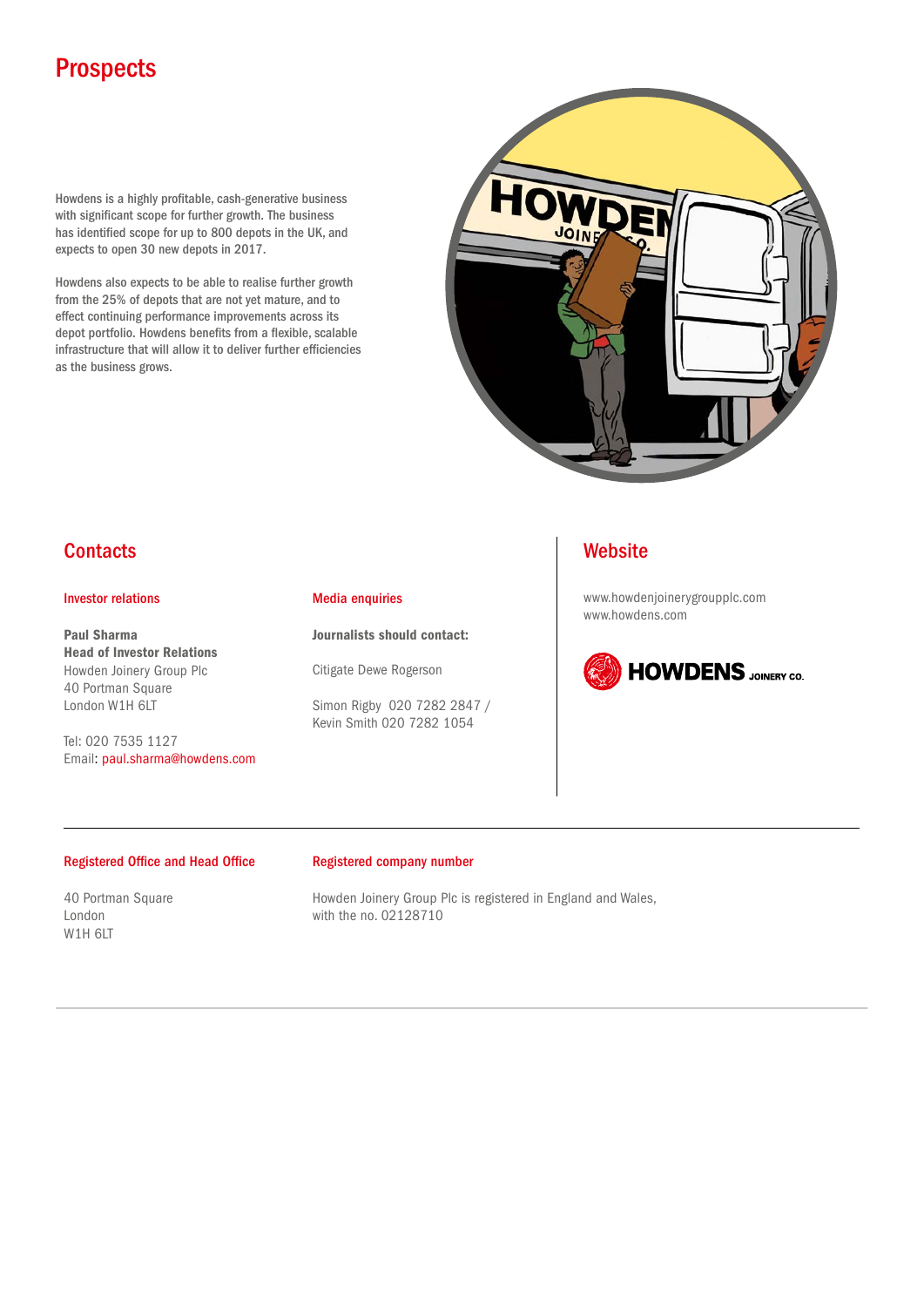# Prospects

Howdens is a highly profitable, cash-generative business with significant scope for further growth. The business has identified scope for up to 800 depots in the UK, and expects to open 30 new depots in 2017.

Howdens also expects to be able to realise further growth from the 25% of depots that are not yet mature, and to effect continuing performance improvements across its depot portfolio. Howdens benefits from a flexible, scalable infrastructure that will allow it to deliver further efficiencies as the business grows.

## Contacts

### Investor relations

**Paul Sharma**
**Head of Investor Relations**
Howden Joinery Group Plc
40 Portman Square
London W1H 6LT

Tel: 020 7535 1127
Email: paul.sharma@howdens.com

### Media enquiries

**Journalists should contact:**

Citigate Dewe Rogerson

Simon Rigby 020 7282 2847 /
Kevin Smith 020 7282 1054

## Website

www.howdenjoinerygroupplc.com
www.howdens.com

### Registered Office and Head Office

40 Portman Square
London
W1H 6LT

### Registered company number

Howden Joinery Group Plc is registered in England and Wales, with the no. 02128710